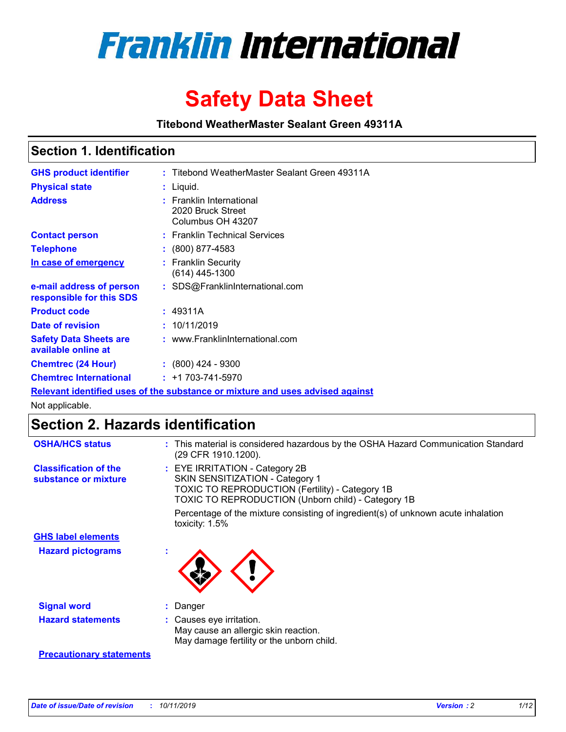# Franklin International

# Safety Data Sheet

**Titebond WeatherMaster Sealant Green 49311A**

## Section 1. Identification

| | | |
|---|---|---|
| **GHS product identifier** | : | Titebond WeatherMaster Sealant Green 49311A |
| **Physical state** | : | Liquid. |
| **Address** | : | Franklin International<br>2020 Bruck Street<br>Columbus OH 43207 |
| **Contact person** | : | Franklin Technical Services |
| **Telephone** | : | (800) 877-4583 |
| **In case of emergency** | : | Franklin Security<br>(614) 445-1300 |
| **e-mail address of person responsible for this SDS** | : | SDS@FranklinInternational.com |
| **Product code** | : | 49311A |
| **Date of revision** | : | 10/11/2019 |
| **Safety Data Sheets are available online at** | : | www.FranklinInternational.com |
| **Chemtrec (24 Hour)** | : | (800) 424 - 9300 |
| **Chemtrec International** | : | +1 703-741-5970 |

**Relevant identified uses of the substance or mixture and uses advised against**

Not applicable.

## Section 2. Hazards identification

| | | |
|---|---|---|
| **OSHA/HCS status** | : | This material is considered hazardous by the OSHA Hazard Communication Standard (29 CFR 1910.1200). |
| **Classification of the substance or mixture** | : | EYE IRRITATION - Category 2B<br>SKIN SENSITIZATION - Category 1<br>TOXIC TO REPRODUCTION (Fertility) - Category 1B<br>TOXIC TO REPRODUCTION (Unborn child) - Category 1B<br><br>Percentage of the mixture consisting of ingredient(s) of unknown acute inhalation toxicity: 1.5% |

**GHS label elements**

**Hazard pictograms** :

| | | |
|---|---|---|
| **Signal word** | : | Danger |
| **Hazard statements** | : | Causes eye irritation.<br>May cause an allergic skin reaction.<br>May damage fertility or the unborn child. |

**Precautionary statements**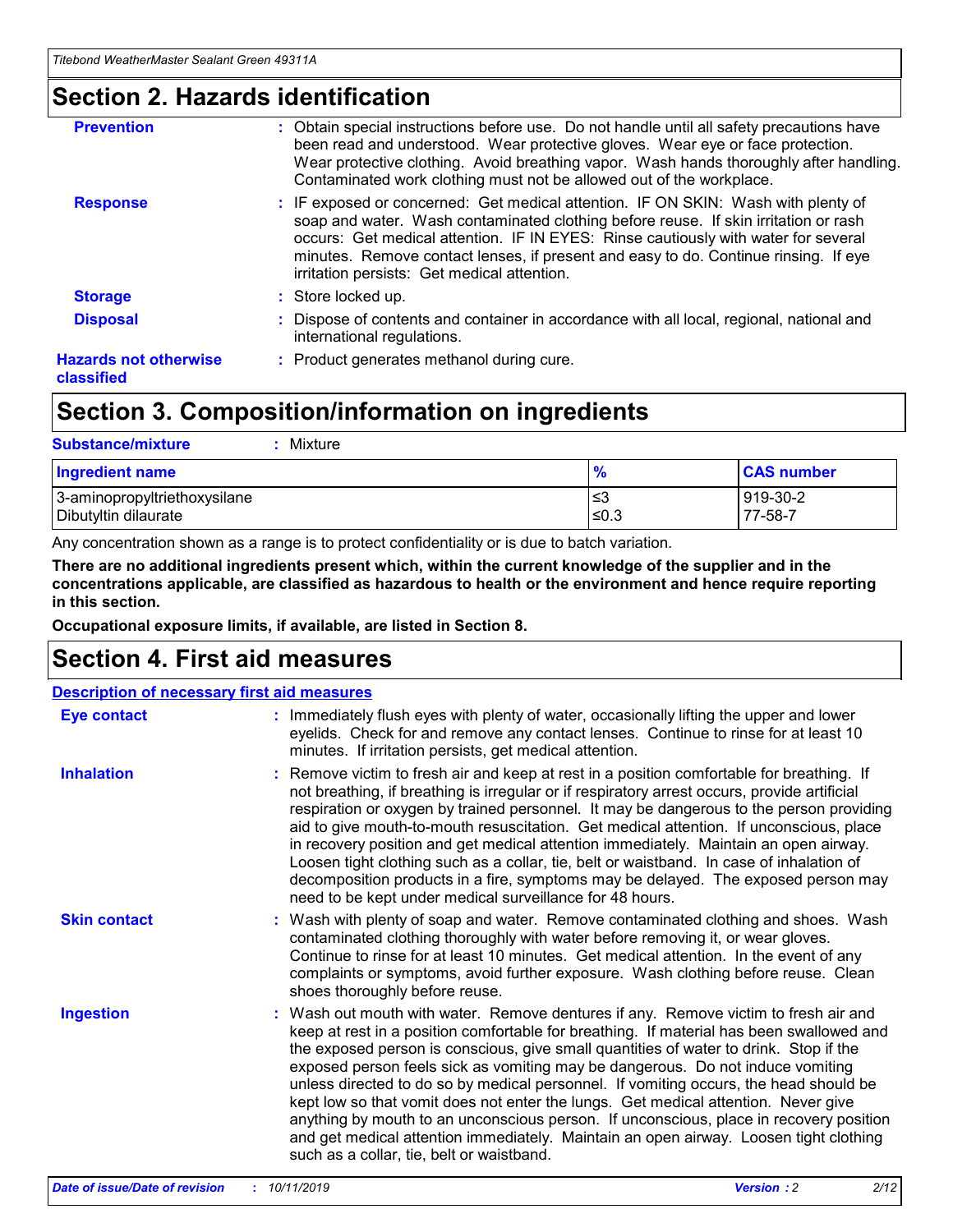## Section 2. Hazards identification

| | |
|---|---|
| **Prevention** | : Obtain special instructions before use. Do not handle until all safety precautions have been read and understood. Wear protective gloves. Wear eye or face protection. Wear protective clothing. Avoid breathing vapor. Wash hands thoroughly after handling. Contaminated work clothing must not be allowed out of the workplace. |
| **Response** | : IF exposed or concerned: Get medical attention. IF ON SKIN: Wash with plenty of soap and water. Wash contaminated clothing before reuse. If skin irritation or rash occurs: Get medical attention. IF IN EYES: Rinse cautiously with water for several minutes. Remove contact lenses, if present and easy to do. Continue rinsing. If eye irritation persists: Get medical attention. |
| **Storage** | : Store locked up. |
| **Disposal** | : Dispose of contents and container in accordance with all local, regional, national and international regulations. |
| **Hazards not otherwise classified** | : Product generates methanol during cure. |

## Section 3. Composition/information on ingredients

**Substance/mixture** : Mixture

| Ingredient name | % | CAS number |
|---|---|---|
| 3-aminopropyltriethoxysilane | ≤3 | 919-30-2 |
| Dibutyltin dilaurate | ≤0.3 | 77-58-7 |

Any concentration shown as a range is to protect confidentiality or is due to batch variation.

**There are no additional ingredients present which, within the current knowledge of the supplier and in the concentrations applicable, are classified as hazardous to health or the environment and hence require reporting in this section.**

**Occupational exposure limits, if available, are listed in Section 8.**

## Section 4. First aid measures

**Description of necessary first aid measures**

| | |
|---|---|
| **Eye contact** | : Immediately flush eyes with plenty of water, occasionally lifting the upper and lower eyelids. Check for and remove any contact lenses. Continue to rinse for at least 10 minutes. If irritation persists, get medical attention. |
| **Inhalation** | : Remove victim to fresh air and keep at rest in a position comfortable for breathing. If not breathing, if breathing is irregular or if respiratory arrest occurs, provide artificial respiration or oxygen by trained personnel. It may be dangerous to the person providing aid to give mouth-to-mouth resuscitation. Get medical attention. If unconscious, place in recovery position and get medical attention immediately. Maintain an open airway. Loosen tight clothing such as a collar, tie, belt or waistband. In case of inhalation of decomposition products in a fire, symptoms may be delayed. The exposed person may need to be kept under medical surveillance for 48 hours. |
| **Skin contact** | : Wash with plenty of soap and water. Remove contaminated clothing and shoes. Wash contaminated clothing thoroughly with water before removing it, or wear gloves. Continue to rinse for at least 10 minutes. Get medical attention. In the event of any complaints or symptoms, avoid further exposure. Wash clothing before reuse. Clean shoes thoroughly before reuse. |
| **Ingestion** | : Wash out mouth with water. Remove dentures if any. Remove victim to fresh air and keep at rest in a position comfortable for breathing. If material has been swallowed and the exposed person is conscious, give small quantities of water to drink. Stop if the exposed person feels sick as vomiting may be dangerous. Do not induce vomiting unless directed to do so by medical personnel. If vomiting occurs, the head should be kept low so that vomit does not enter the lungs. Get medical attention. Never give anything by mouth to an unconscious person. If unconscious, place in recovery position and get medical attention immediately. Maintain an open airway. Loosen tight clothing such as a collar, tie, belt or waistband. |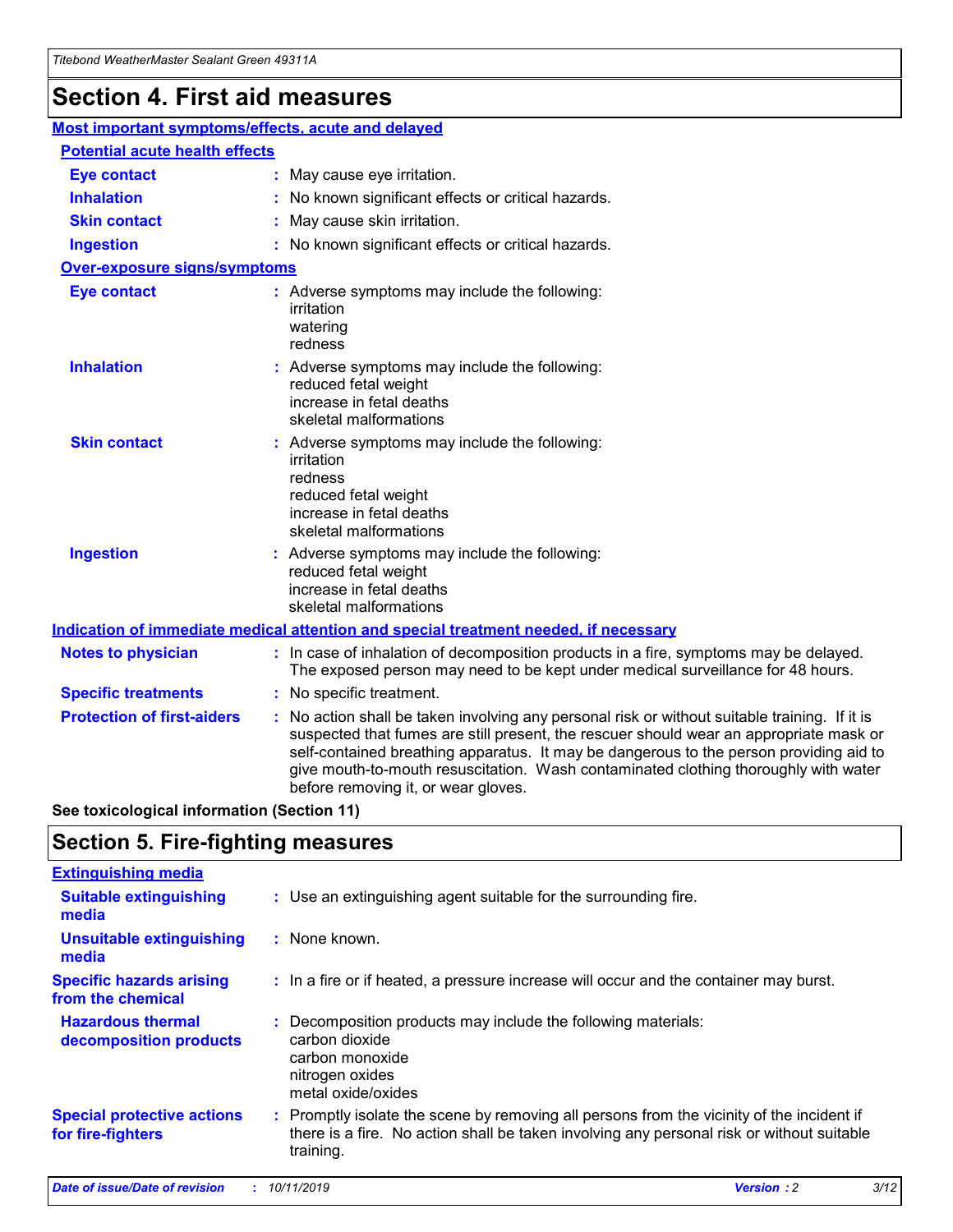# Section 4. First aid measures

## Most important symptoms/effects, acute and delayed

### Potential acute health effects

| | |
|---|---|
| **Eye contact** | : May cause eye irritation. |
| **Inhalation** | : No known significant effects or critical hazards. |
| **Skin contact** | : May cause skin irritation. |
| **Ingestion** | : No known significant effects or critical hazards. |

### Over-exposure signs/symptoms

| | |
|---|---|
| **Eye contact** | : Adverse symptoms may include the following: irritation watering redness |
| **Inhalation** | : Adverse symptoms may include the following: reduced fetal weight increase in fetal deaths skeletal malformations |
| **Skin contact** | : Adverse symptoms may include the following: irritation redness reduced fetal weight increase in fetal deaths skeletal malformations |
| **Ingestion** | : Adverse symptoms may include the following: reduced fetal weight increase in fetal deaths skeletal malformations |

### Indication of immediate medical attention and special treatment needed, if necessary

| | |
|---|---|
| **Notes to physician** | : In case of inhalation of decomposition products in a fire, symptoms may be delayed. The exposed person may need to be kept under medical surveillance for 48 hours. |
| **Specific treatments** | : No specific treatment. |
| **Protection of first-aiders** | : No action shall be taken involving any personal risk or without suitable training. If it is suspected that fumes are still present, the rescuer should wear an appropriate mask or self-contained breathing apparatus. It may be dangerous to the person providing aid to give mouth-to-mouth resuscitation. Wash contaminated clothing thoroughly with water before removing it, or wear gloves. |

**See toxicological information (Section 11)**

# Section 5. Fire-fighting measures

## Extinguishing media

| | |
|---|---|
| **Suitable extinguishing media** | : Use an extinguishing agent suitable for the surrounding fire. |
| **Unsuitable extinguishing media** | : None known. |
| **Specific hazards arising from the chemical** | : In a fire or if heated, a pressure increase will occur and the container may burst. |
| **Hazardous thermal decomposition products** | : Decomposition products may include the following materials: carbon dioxide carbon monoxide nitrogen oxides metal oxide/oxides |
| **Special protective actions for fire-fighters** | : Promptly isolate the scene by removing all persons from the vicinity of the incident if there is a fire. No action shall be taken involving any personal risk or without suitable training. |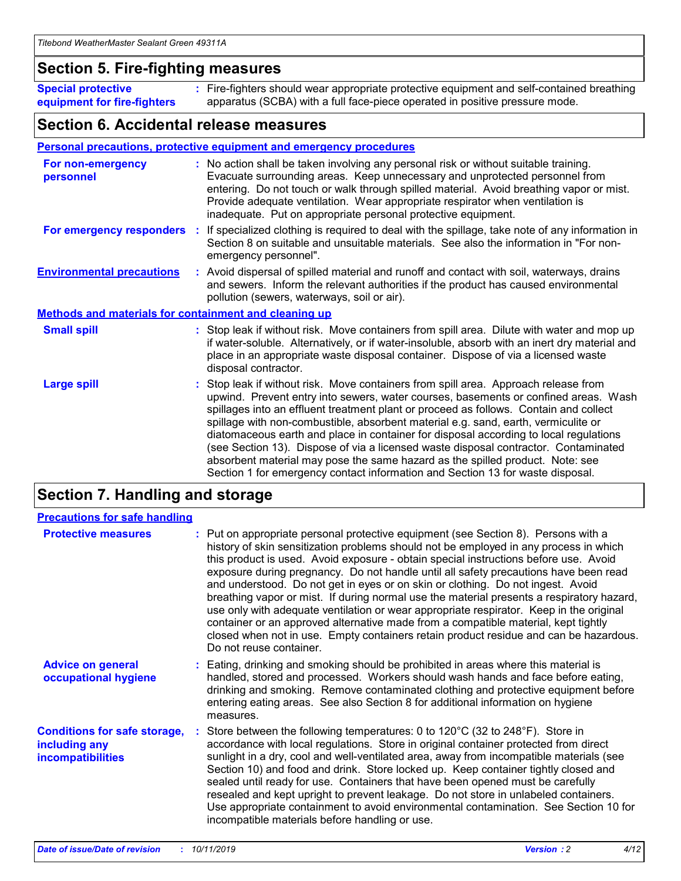## Section 5. Fire-fighting measures

**Special protective equipment for fire-fighters** : Fire-fighters should wear appropriate protective equipment and self-contained breathing apparatus (SCBA) with a full face-piece operated in positive pressure mode.

## Section 6. Accidental release measures

### Personal precautions, protective equipment and emergency procedures

**For non-emergency personnel** : No action shall be taken involving any personal risk or without suitable training. Evacuate surrounding areas. Keep unnecessary and unprotected personnel from entering. Do not touch or walk through spilled material. Avoid breathing vapor or mist. Provide adequate ventilation. Wear appropriate respirator when ventilation is inadequate. Put on appropriate personal protective equipment.

**For emergency responders** : If specialized clothing is required to deal with the spillage, take note of any information in Section 8 on suitable and unsuitable materials. See also the information in "For non-emergency personnel".

**Environmental precautions** : Avoid dispersal of spilled material and runoff and contact with soil, waterways, drains and sewers. Inform the relevant authorities if the product has caused environmental pollution (sewers, waterways, soil or air).

### Methods and materials for containment and cleaning up

**Small spill** : Stop leak if without risk. Move containers from spill area. Dilute with water and mop up if water-soluble. Alternatively, or if water-insoluble, absorb with an inert dry material and place in an appropriate waste disposal container. Dispose of via a licensed waste disposal contractor.

**Large spill** : Stop leak if without risk. Move containers from spill area. Approach release from upwind. Prevent entry into sewers, water courses, basements or confined areas. Wash spillages into an effluent treatment plant or proceed as follows. Contain and collect spillage with non-combustible, absorbent material e.g. sand, earth, vermiculite or diatomaceous earth and place in container for disposal according to local regulations (see Section 13). Dispose of via a licensed waste disposal contractor. Contaminated absorbent material may pose the same hazard as the spilled product. Note: see Section 1 for emergency contact information and Section 13 for waste disposal.

## Section 7. Handling and storage

### Precautions for safe handling

**Protective measures** : Put on appropriate personal protective equipment (see Section 8). Persons with a history of skin sensitization problems should not be employed in any process in which this product is used. Avoid exposure - obtain special instructions before use. Avoid exposure during pregnancy. Do not handle until all safety precautions have been read and understood. Do not get in eyes or on skin or clothing. Do not ingest. Avoid breathing vapor or mist. If during normal use the material presents a respiratory hazard, use only with adequate ventilation or wear appropriate respirator. Keep in the original container or an approved alternative made from a compatible material, kept tightly closed when not in use. Empty containers retain product residue and can be hazardous. Do not reuse container.

**Advice on general occupational hygiene** : Eating, drinking and smoking should be prohibited in areas where this material is handled, stored and processed. Workers should wash hands and face before eating, drinking and smoking. Remove contaminated clothing and protective equipment before entering eating areas. See also Section 8 for additional information on hygiene measures.

**Conditions for safe storage, including any incompatibilities** : Store between the following temperatures: 0 to 120°C (32 to 248°F). Store in accordance with local regulations. Store in original container protected from direct sunlight in a dry, cool and well-ventilated area, away from incompatible materials (see Section 10) and food and drink. Store locked up. Keep container tightly closed and sealed until ready for use. Containers that have been opened must be carefully resealed and kept upright to prevent leakage. Do not store in unlabeled containers. Use appropriate containment to avoid environmental contamination. See Section 10 for incompatible materials before handling or use.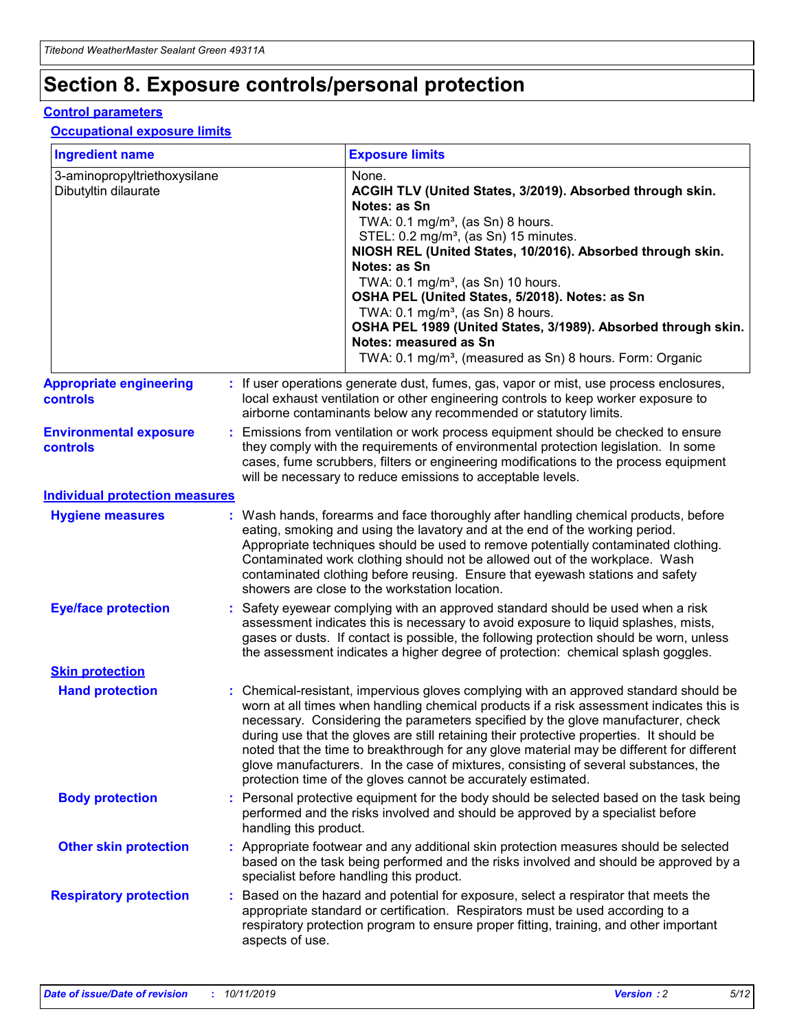# Section 8. Exposure controls/personal protection

## Control parameters

### Occupational exposure limits

| Ingredient name | Exposure limits |
| --- | --- |
| 3-aminopropyltriethoxysilane | None. |
| Dibutyltin dilaurate | **ACGIH TLV (United States, 3/2019). Absorbed through skin. Notes: as Sn**<br>TWA: 0.1 mg/m³, (as Sn) 8 hours.<br>STEL: 0.2 mg/m³, (as Sn) 15 minutes.<br>**NIOSH REL (United States, 10/2016). Absorbed through skin. Notes: as Sn**<br>TWA: 0.1 mg/m³, (as Sn) 10 hours.<br>**OSHA PEL (United States, 5/2018). Notes: as Sn**<br>TWA: 0.1 mg/m³, (as Sn) 8 hours.<br>**OSHA PEL 1989 (United States, 3/1989). Absorbed through skin. Notes: measured as Sn**<br>TWA: 0.1 mg/m³, (measured as Sn) 8 hours. Form: Organic |

**Appropriate engineering controls** : If user operations generate dust, fumes, gas, vapor or mist, use process enclosures, local exhaust ventilation or other engineering controls to keep worker exposure to airborne contaminants below any recommended or statutory limits.

**Environmental exposure controls** : Emissions from ventilation or work process equipment should be checked to ensure they comply with the requirements of environmental protection legislation. In some cases, fume scrubbers, filters or engineering modifications to the process equipment will be necessary to reduce emissions to acceptable levels.

## Individual protection measures

**Hygiene measures** : Wash hands, forearms and face thoroughly after handling chemical products, before eating, smoking and using the lavatory and at the end of the working period. Appropriate techniques should be used to remove potentially contaminated clothing. Contaminated work clothing should not be allowed out of the workplace. Wash contaminated clothing before reusing. Ensure that eyewash stations and safety showers are close to the workstation location.

**Eye/face protection** : Safety eyewear complying with an approved standard should be used when a risk assessment indicates this is necessary to avoid exposure to liquid splashes, mists, gases or dusts. If contact is possible, the following protection should be worn, unless the assessment indicates a higher degree of protection: chemical splash goggles.

### Skin protection

**Hand protection** : Chemical-resistant, impervious gloves complying with an approved standard should be worn at all times when handling chemical products if a risk assessment indicates this is necessary. Considering the parameters specified by the glove manufacturer, check during use that the gloves are still retaining their protective properties. It should be noted that the time to breakthrough for any glove material may be different for different glove manufacturers. In the case of mixtures, consisting of several substances, the protection time of the gloves cannot be accurately estimated.

**Body protection** : Personal protective equipment for the body should be selected based on the task being performed and the risks involved and should be approved by a specialist before handling this product.

**Other skin protection** : Appropriate footwear and any additional skin protection measures should be selected based on the task being performed and the risks involved and should be approved by a specialist before handling this product.

**Respiratory protection** : Based on the hazard and potential for exposure, select a respirator that meets the appropriate standard or certification. Respirators must be used according to a respiratory protection program to ensure proper fitting, training, and other important aspects of use.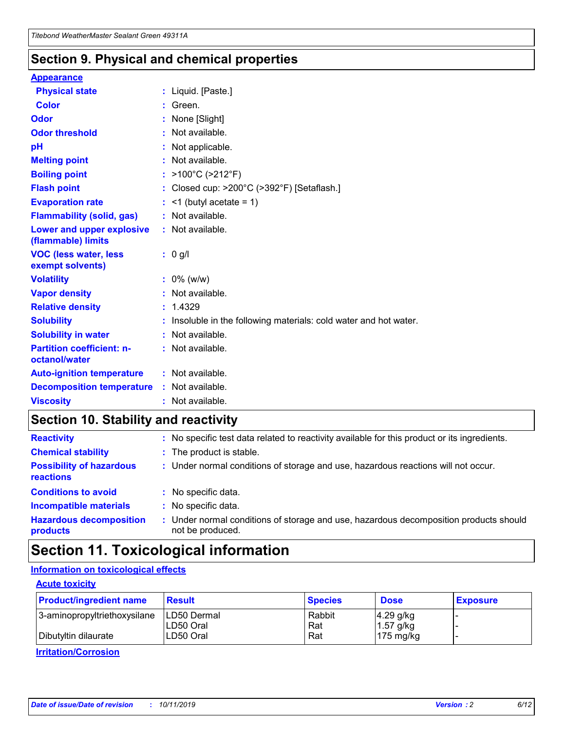## Section 9. Physical and chemical properties

**Appearance**

| | |
|---|---|
| **Physical state** | : Liquid. [Paste.] |
| **Color** | : Green. |
| **Odor** | : None [Slight] |
| **Odor threshold** | : Not available. |
| **pH** | : Not applicable. |
| **Melting point** | : Not available. |
| **Boiling point** | : >100°C (>212°F) |
| **Flash point** | : Closed cup: >200°C (>392°F) [Setaflash.] |
| **Evaporation rate** | : <1 (butyl acetate = 1) |
| **Flammability (solid, gas)** | : Not available. |
| **Lower and upper explosive (flammable) limits** | : Not available. |
| **VOC (less water, less exempt solvents)** | : 0 g/l |
| **Volatility** | : 0% (w/w) |
| **Vapor density** | : Not available. |
| **Relative density** | : 1.4329 |
| **Solubility** | : Insoluble in the following materials: cold water and hot water. |
| **Solubility in water** | : Not available. |
| **Partition coefficient: n-octanol/water** | : Not available. |
| **Auto-ignition temperature** | : Not available. |
| **Decomposition temperature** | : Not available. |
| **Viscosity** | : Not available. |

## Section 10. Stability and reactivity

| | |
|---|---|
| **Reactivity** | : No specific test data related to reactivity available for this product or its ingredients. |
| **Chemical stability** | : The product is stable. |
| **Possibility of hazardous reactions** | : Under normal conditions of storage and use, hazardous reactions will not occur. |
| **Conditions to avoid** | : No specific data. |
| **Incompatible materials** | : No specific data. |
| **Hazardous decomposition products** | : Under normal conditions of storage and use, hazardous decomposition products should not be produced. |

## Section 11. Toxicological information

**Information on toxicological effects**

**Acute toxicity**

| Product/ingredient name | Result | Species | Dose | Exposure |
|---|---|---|---|---|
| 3-aminopropyltriethoxysilane | LD50 Dermal | Rabbit | 4.29 g/kg | - |
| | LD50 Oral | Rat | 1.57 g/kg | - |
| Dibutyltin dilaurate | LD50 Oral | Rat | 175 mg/kg | - |

**Irritation/Corrosion**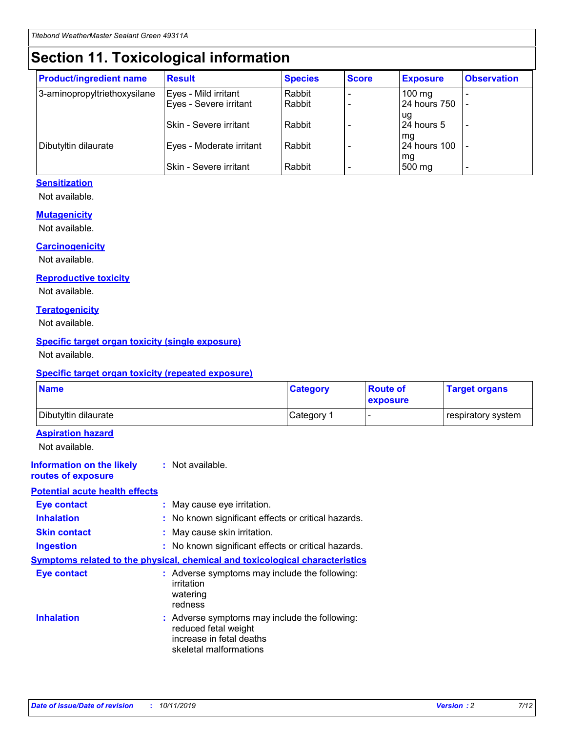# Section 11. Toxicological information

| Product/ingredient name | Result | Species | Score | Exposure | Observation |
|---|---|---|---|---|---|
| 3-aminopropyltriethoxysilane | Eyes - Mild irritant | Rabbit | - | 100 mg | - |
| | Eyes - Severe irritant | Rabbit | - | 24 hours 750 ug | - |
| | Skin - Severe irritant | Rabbit | - | 24 hours 5 mg | - |
| Dibutyltin dilaurate | Eyes - Moderate irritant | Rabbit | - | 24 hours 100 mg | - |
| | Skin - Severe irritant | Rabbit | - | 500 mg | - |

### Sensitization

Not available.

### Mutagenicity

Not available.

### Carcinogenicity

Not available.

### Reproductive toxicity

Not available.

### Teratogenicity

Not available.

### Specific target organ toxicity (single exposure)

Not available.

### Specific target organ toxicity (repeated exposure)

| Name | Category | Route of exposure | Target organs |
|---|---|---|---|
| Dibutyltin dilaurate | Category 1 | - | respiratory system |

### Aspiration hazard

Not available.

**Information on the likely routes of exposure** : Not available.

### Potential acute health effects

**Eye contact** : May cause eye irritation.

**Inhalation** : No known significant effects or critical hazards.

**Skin contact** : May cause skin irritation.

**Ingestion** : No known significant effects or critical hazards.

### Symptoms related to the physical, chemical and toxicological characteristics

**Eye contact** : Adverse symptoms may include the following:
irritation
watering
redness

**Inhalation** : Adverse symptoms may include the following:
reduced fetal weight
increase in fetal deaths
skeletal malformations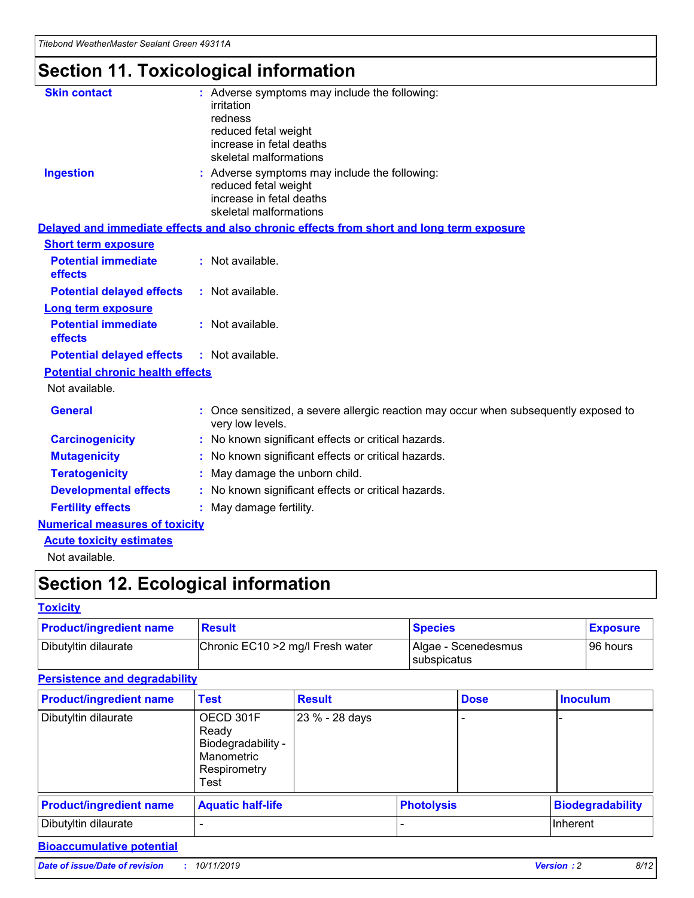# Section 11. Toxicological information

**Skin contact** : Adverse symptoms may include the following:
irritation
redness
reduced fetal weight
increase in fetal deaths
skeletal malformations

**Ingestion** : Adverse symptoms may include the following:
reduced fetal weight
increase in fetal deaths
skeletal malformations

## Delayed and immediate effects and also chronic effects from short and long term exposure

### Short term exposure

**Potential immediate effects** : Not available.

**Potential delayed effects** : Not available.

### Long term exposure

**Potential immediate effects** : Not available.

**Potential delayed effects** : Not available.

### Potential chronic health effects

Not available.

**General** : Once sensitized, a severe allergic reaction may occur when subsequently exposed to very low levels.

**Carcinogenicity** : No known significant effects or critical hazards.

**Mutagenicity** : No known significant effects or critical hazards.

**Teratogenicity** : May damage the unborn child.

**Developmental effects** : No known significant effects or critical hazards.

**Fertility effects** : May damage fertility.

## Numerical measures of toxicity

### Acute toxicity estimates

Not available.

# Section 12. Ecological information

## Toxicity

| Product/ingredient name | Result | Species | Exposure |
|---|---|---|---|
| Dibutyltin dilaurate | Chronic EC10 >2 mg/l Fresh water | Algae - Scenedesmus subspicatus | 96 hours |

## Persistence and degradability

| Product/ingredient name | Test | Result | Dose | Inoculum |
|---|---|---|---|---|
| Dibutyltin dilaurate | OECD 301F Ready Biodegradability - Manometric Respirometry Test | 23 % - 28 days | - | - |

| Product/ingredient name | Aquatic half-life | Photolysis | Biodegradability |
|---|---|---|---|
| Dibutyltin dilaurate | - | - | Inherent |

## Bioaccumulative potential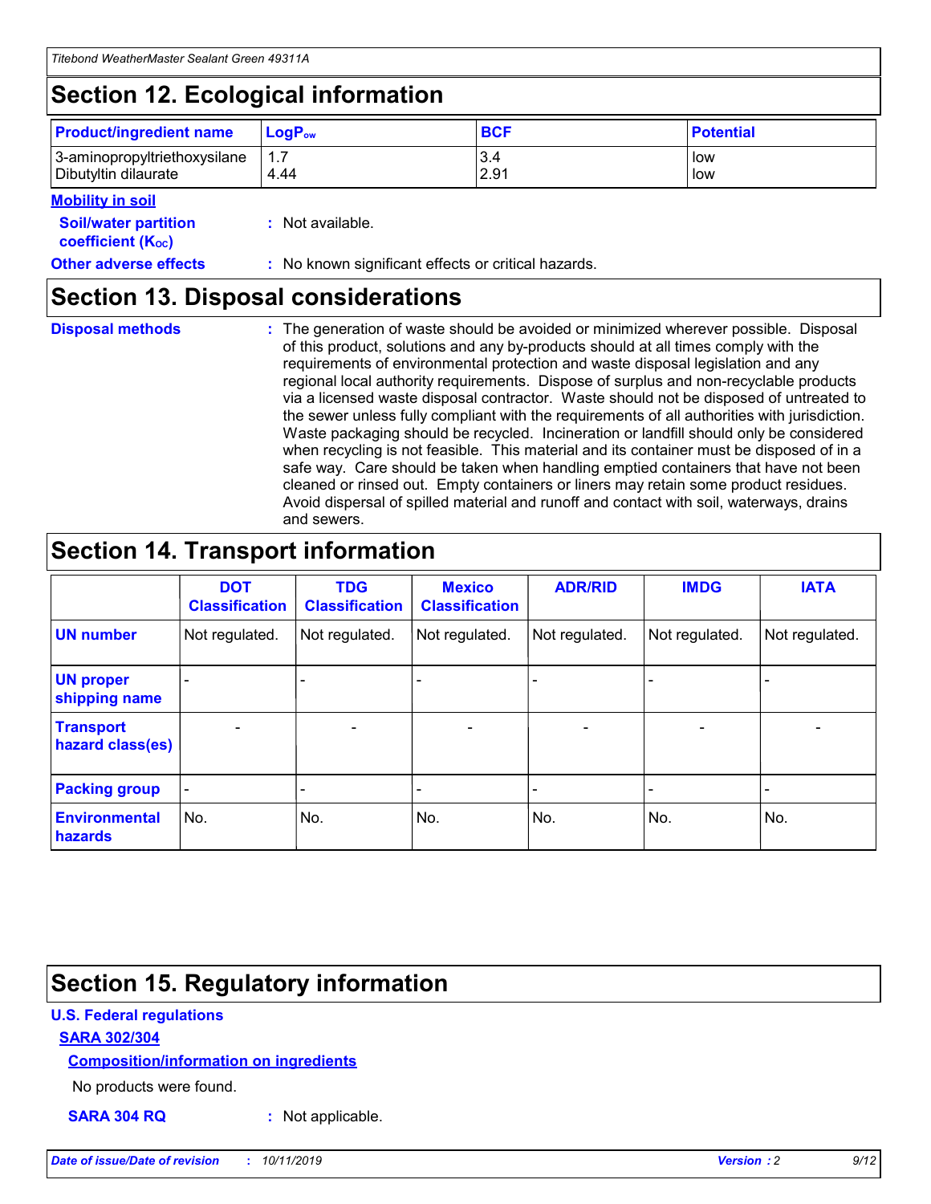## Section 12. Ecological information

| Product/ingredient name | $LogP_{ow}$ | BCF | Potential |
|---|---|---|---|
| 3-aminopropyltriethoxysilane | 1.7 | 3.4 | low |
| Dibutyltin dilaurate | 4.44 | 2.91 | low |

**Mobility in soil**

**Soil/water partition coefficient ($K_{OC}$)** : Not available.

**Other adverse effects** : No known significant effects or critical hazards.

## Section 13. Disposal considerations

**Disposal methods** : The generation of waste should be avoided or minimized wherever possible. Disposal of this product, solutions and any by-products should at all times comply with the requirements of environmental protection and waste disposal legislation and any regional local authority requirements. Dispose of surplus and non-recyclable products via a licensed waste disposal contractor. Waste should not be disposed of untreated to the sewer unless fully compliant with the requirements of all authorities with jurisdiction. Waste packaging should be recycled. Incineration or landfill should only be considered when recycling is not feasible. This material and its container must be disposed of in a safe way. Care should be taken when handling emptied containers that have not been cleaned or rinsed out. Empty containers or liners may retain some product residues. Avoid dispersal of spilled material and runoff and contact with soil, waterways, drains and sewers.

## Section 14. Transport information

| | DOT Classification | TDG Classification | Mexico Classification | ADR/RID | IMDG | IATA |
|---|---|---|---|---|---|---|
| UN number | Not regulated. | Not regulated. | Not regulated. | Not regulated. | Not regulated. | Not regulated. |
| UN proper shipping name | - | - | - | - | - | - |
| Transport hazard class(es) | - | - | - | - | - | - |
| Packing group | - | - | - | - | - | - |
| Environmental hazards | No. | No. | No. | No. | No. | No. |

## Section 15. Regulatory information

**U.S. Federal regulations**

**SARA 302/304**

**Composition/information on ingredients**

No products were found.

**SARA 304 RQ** : Not applicable.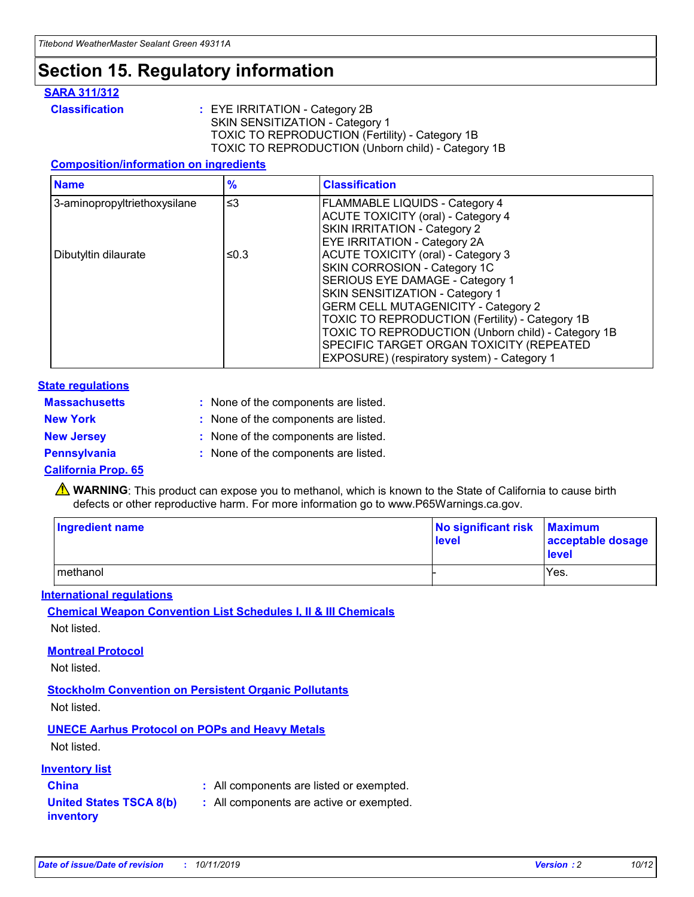# Section 15. Regulatory information

**SARA 311/312**

**Classification** : EYE IRRITATION - Category 2B
SKIN SENSITIZATION - Category 1
TOXIC TO REPRODUCTION (Fertility) - Category 1B
TOXIC TO REPRODUCTION (Unborn child) - Category 1B

**Composition/information on ingredients**

| Name | % | Classification |
|---|---|---|
| 3-aminopropyltriethoxysilane | ≤3 | FLAMMABLE LIQUIDS - Category 4<br>ACUTE TOXICITY (oral) - Category 4<br>SKIN IRRITATION - Category 2<br>EYE IRRITATION - Category 2A |
| Dibutyltin dilaurate | ≤0.3 | ACUTE TOXICITY (oral) - Category 3<br>SKIN CORROSION - Category 1C<br>SERIOUS EYE DAMAGE - Category 1<br>SKIN SENSITIZATION - Category 1<br>GERM CELL MUTAGENICITY - Category 2<br>TOXIC TO REPRODUCTION (Fertility) - Category 1B<br>TOXIC TO REPRODUCTION (Unborn child) - Category 1B<br>SPECIFIC TARGET ORGAN TOXICITY (REPEATED EXPOSURE) (respiratory system) - Category 1 |

**State regulations**

**Massachusetts** : None of the components are listed.

**New York** : None of the components are listed.

**New Jersey** : None of the components are listed.

**Pennsylvania** : None of the components are listed.

**California Prop. 65**

⚠ **WARNING**: This product can expose you to methanol, which is known to the State of California to cause birth defects or other reproductive harm. For more information go to www.P65Warnings.ca.gov.

| Ingredient name | No significant risk level | Maximum acceptable dosage level |
|---|---|---|
| methanol | - | Yes. |

**International regulations**

**Chemical Weapon Convention List Schedules I, II & III Chemicals**

Not listed.

**Montreal Protocol**

Not listed.

**Stockholm Convention on Persistent Organic Pollutants**

Not listed.

**UNECE Aarhus Protocol on POPs and Heavy Metals**

Not listed.

**Inventory list**

**China** : All components are listed or exempted.

**United States TSCA 8(b) inventory** : All components are active or exempted.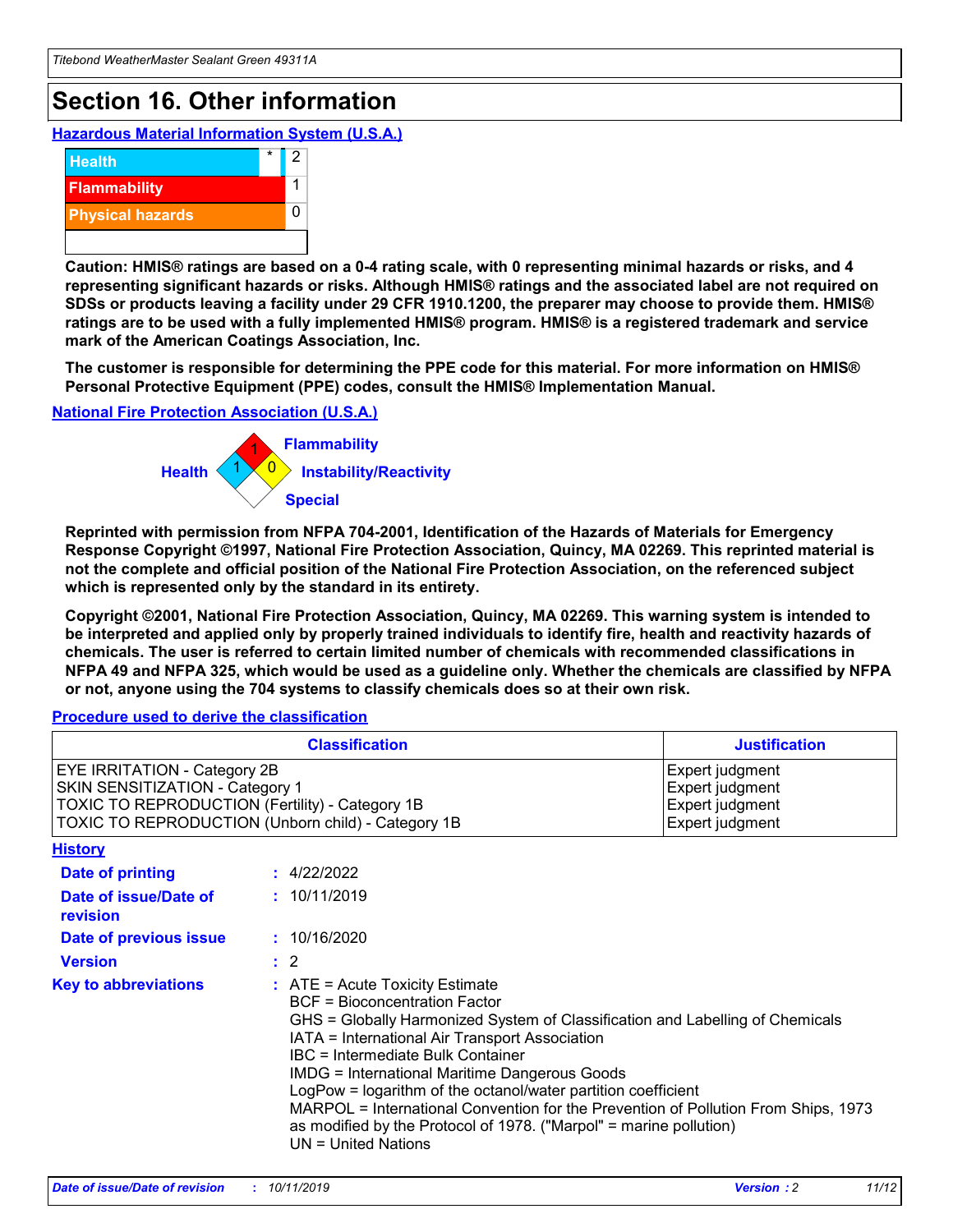# Section 16. Other information

### Hazardous Material Information System (U.S.A.)

| | | |
|---|---|---|
| Health | * | 2 |
| Flammability | | 1 |
| Physical hazards | | 0 |

**Caution: HMIS® ratings are based on a 0-4 rating scale, with 0 representing minimal hazards or risks, and 4 representing significant hazards or risks. Although HMIS® ratings and the associated label are not required on SDSs or products leaving a facility under 29 CFR 1910.1200, the preparer may choose to provide them. HMIS® ratings are to be used with a fully implemented HMIS® program. HMIS® is a registered trademark and service mark of the American Coatings Association, Inc.**

**The customer is responsible for determining the PPE code for this material. For more information on HMIS® Personal Protective Equipment (PPE) codes, consult the HMIS® Implementation Manual.**

### National Fire Protection Association (U.S.A.)

Flammability: 1
Health: 1
Instability/Reactivity: 0
Special:

**Reprinted with permission from NFPA 704-2001, Identification of the Hazards of Materials for Emergency Response Copyright ©1997, National Fire Protection Association, Quincy, MA 02269. This reprinted material is not the complete and official position of the National Fire Protection Association, on the referenced subject which is represented only by the standard in its entirety.**

**Copyright ©2001, National Fire Protection Association, Quincy, MA 02269. This warning system is intended to be interpreted and applied only by properly trained individuals to identify fire, health and reactivity hazards of chemicals. The user is referred to certain limited number of chemicals with recommended classifications in NFPA 49 and NFPA 325, which would be used as a guideline only. Whether the chemicals are classified by NFPA or not, anyone using the 704 systems to classify chemicals does so at their own risk.**

### Procedure used to derive the classification

| Classification | Justification |
|---|---|
| EYE IRRITATION - Category 2B | Expert judgment |
| SKIN SENSITIZATION - Category 1 | Expert judgment |
| TOXIC TO REPRODUCTION (Fertility) - Category 1B | Expert judgment |
| TOXIC TO REPRODUCTION (Unborn child) - Category 1B | Expert judgment |

### History

**Date of printing** : 4/22/2022

**Date of issue/Date of revision** : 10/11/2019

**Date of previous issue** : 10/16/2020

**Version** : 2

**Key to abbreviations** :
ATE = Acute Toxicity Estimate
BCF = Bioconcentration Factor
GHS = Globally Harmonized System of Classification and Labelling of Chemicals
IATA = International Air Transport Association
IBC = Intermediate Bulk Container
IMDG = International Maritime Dangerous Goods
LogPow = logarithm of the octanol/water partition coefficient
MARPOL = International Convention for the Prevention of Pollution From Ships, 1973 as modified by the Protocol of 1978. ("Marpol" = marine pollution)
UN = United Nations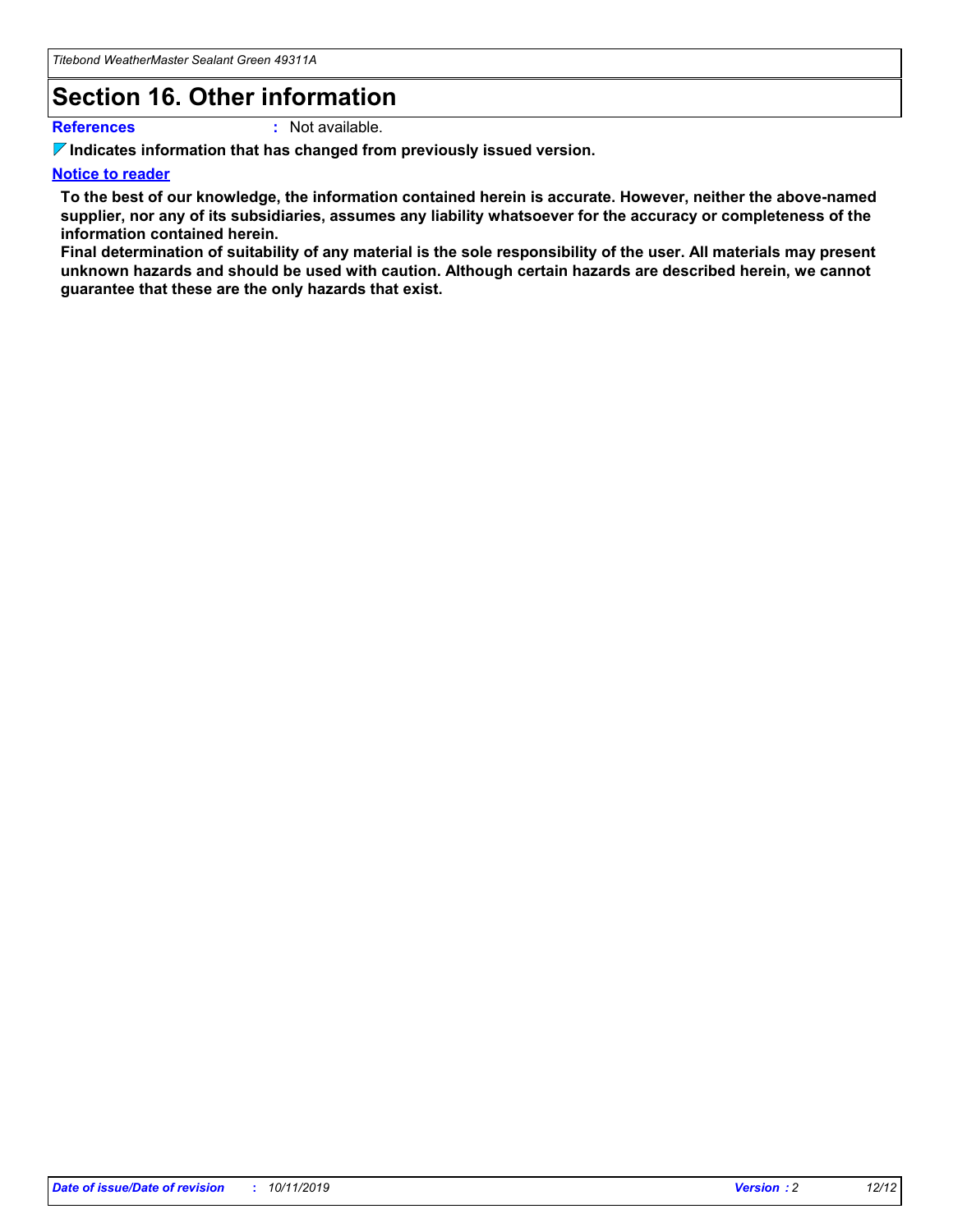# Section 16. Other information

**References** : Not available.

**Indicates information that has changed from previously issued version.**

**Notice to reader**

**To the best of our knowledge, the information contained herein is accurate. However, neither the above-named supplier, nor any of its subsidiaries, assumes any liability whatsoever for the accuracy or completeness of the information contained herein.**

**Final determination of suitability of any material is the sole responsibility of the user. All materials may present unknown hazards and should be used with caution. Although certain hazards are described herein, we cannot guarantee that these are the only hazards that exist.**